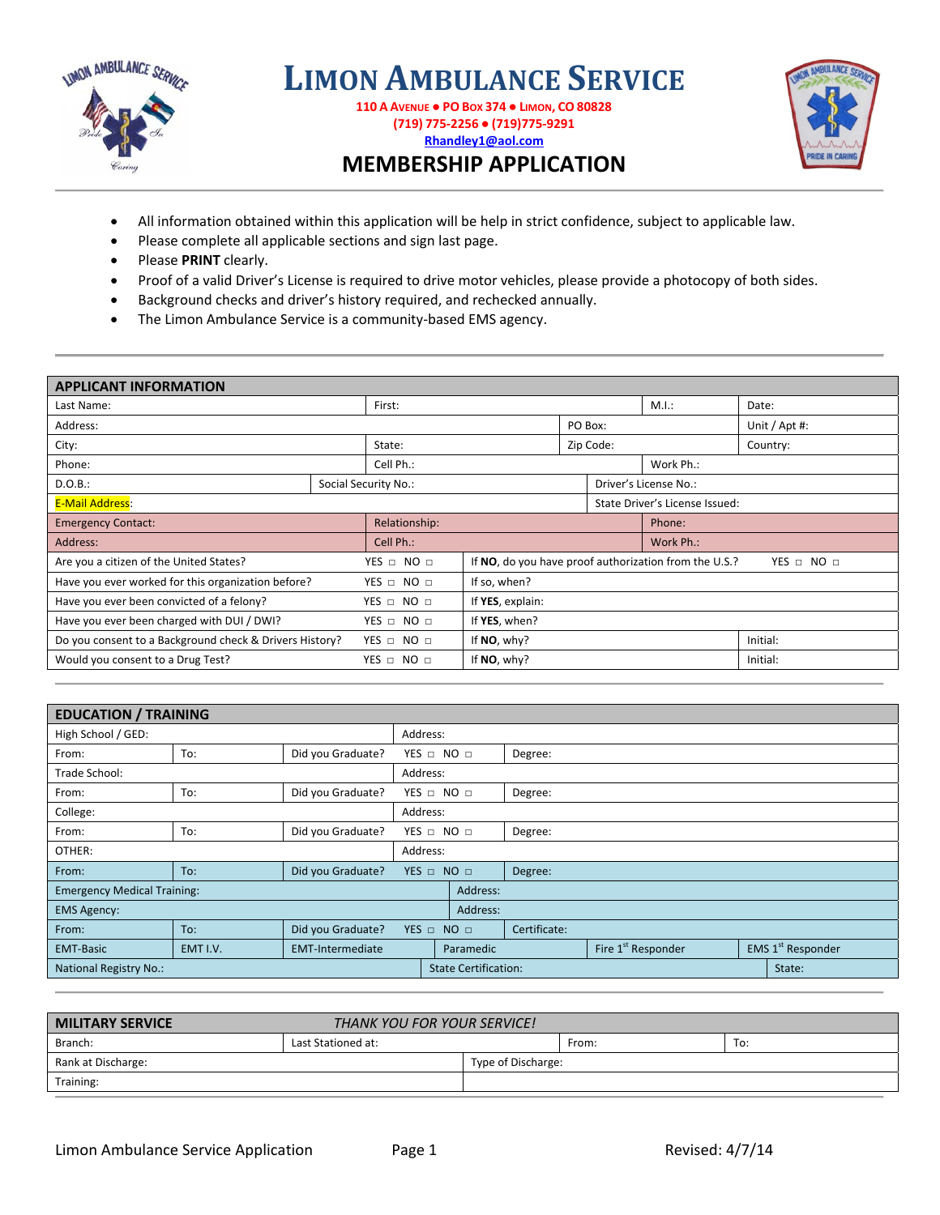# LIMON AMBULANCE SERVICE

**110 A AVENUE ● PO BOX 374 ● LIMON, CO 80828**
**(719) 775-2256 ● (719)775-9291**
**Rhandley1@aol.com**

## MEMBERSHIP APPLICATION

- All information obtained within this application will be help in strict confidence, subject to applicable law.
- Please complete all applicable sections and sign last page.
- Please **PRINT** clearly.
- Proof of a valid Driver's License is required to drive motor vehicles, please provide a photocopy of both sides.
- Background checks and driver's history required, and rechecked annually.
- The Limon Ambulance Service is a community-based EMS agency.

| **APPLICANT INFORMATION** | | | |
|---|---|---|---|
| Last Name: | First: | M.I.: | Date: |
| Address: | | PO Box: | Unit / Apt #: |
| City: | State: | Zip Code: | Country: |
| Phone: | Cell Ph.: | Work Ph.: | |
| D.O.B.: | Social Security No.: | Driver's License No.: | |
| E-Mail Address: | | State Driver's License Issued: | |
| Emergency Contact: | Relationship: | Phone: | |
| Address: | Cell Ph.: | Work Ph.: | |

| Question | | Follow-up | |
|---|---|---|---|
| Are you a citizen of the United States? | YES □ NO □ | If **NO**, do you have proof authorization from the U.S.? | YES □ NO □ |
| Have you ever worked for this organization before? | YES □ NO □ | If so, when? | |
| Have you ever been convicted of a felony? | YES □ NO □ | If **YES**, explain: | |
| Have you ever been charged with DUI / DWI? | YES □ NO □ | If **YES**, when? | |
| Do you consent to a Background check & Drivers History? | YES □ NO □ | If **NO**, why? | Initial: |
| Would you consent to a Drug Test? | YES □ NO □ | If **NO**, why? | Initial: |

| **EDUCATION / TRAINING** | | | | | |
|---|---|---|---|---|---|
| High School / GED: | | | Address: | | |
| From: | To: | Did you Graduate? | YES □ NO □ | Degree: | |
| Trade School: | | | Address: | | |
| From: | To: | Did you Graduate? | YES □ NO □ | Degree: | |
| College: | | | Address: | | |
| From: | To: | Did you Graduate? | YES □ NO □ | Degree: | |
| OTHER: | | | Address: | | |
| From: | To: | Did you Graduate? | YES □ NO □ | Degree: | |
| Emergency Medical Training: | | | Address: | | |
| EMS Agency: | | | Address: | | |
| From: | To: | Did you Graduate? | YES □ NO □ | Certificate: | |
| EMT-Basic | EMT I.V. | EMT-Intermediate | Paramedic | Fire 1st Responder | EMS 1st Responder |
| National Registry No.: | | | State Certification: | | State: |

| **MILITARY SERVICE** | *THANK YOU FOR YOUR SERVICE!* | | |
|---|---|---|---|
| Branch: | Last Stationed at: | From: | To: |
| Rank at Discharge: | Type of Discharge: | | |
| Training: | | | |

Limon Ambulance Service Application | Revised: 4/7/14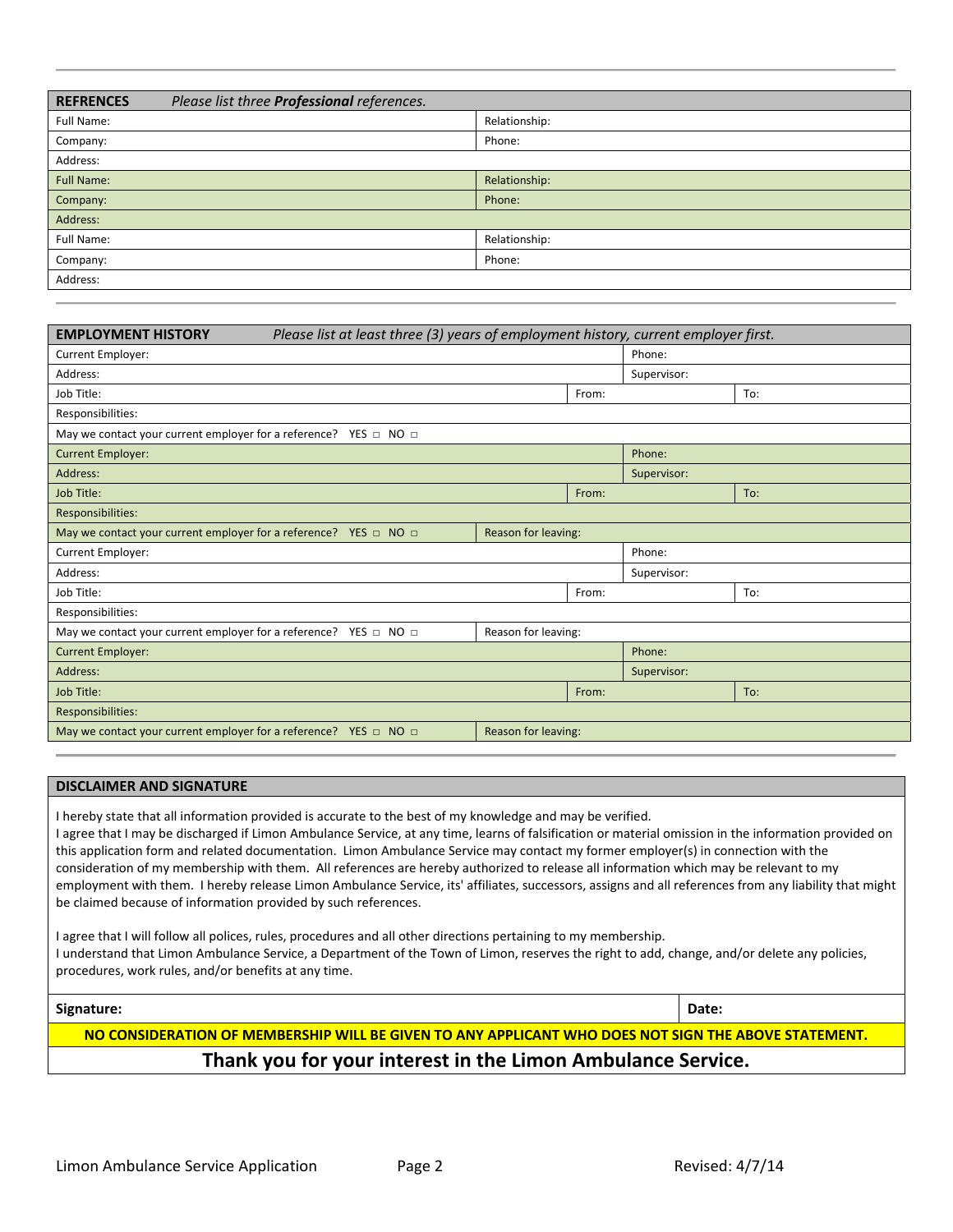| **REFRENCES** *Please list three **Professional** references.* | |
|---|---|
| Full Name: | Relationship: |
| Company: | Phone: |
| Address: | |
| Full Name: | Relationship: |
| Company: | Phone: |
| Address: | |
| Full Name: | Relationship: |
| Company: | Phone: |
| Address: | |

| **EMPLOYMENT HISTORY** *Please list at least three (3) years of employment history, current employer first.* | | | |
|---|---|---|---|
| Current Employer: | | Phone: | |
| Address: | | Supervisor: | |
| Job Title: | From: | | To: |
| Responsibilities: | | | |
| May we contact your current employer for a reference? YES □ NO □ | | | |
| Current Employer: | | Phone: | |
| Address: | | Supervisor: | |
| Job Title: | From: | | To: |
| Responsibilities: | | | |
| May we contact your current employer for a reference? YES □ NO □ | Reason for leaving: | | |
| Current Employer: | | Phone: | |
| Address: | | Supervisor: | |
| Job Title: | From: | | To: |
| Responsibilities: | | | |
| May we contact your current employer for a reference? YES □ NO □ | Reason for leaving: | | |
| Current Employer: | | Phone: | |
| Address: | | Supervisor: | |
| Job Title: | From: | | To: |
| Responsibilities: | | | |
| May we contact your current employer for a reference? YES □ NO □ | Reason for leaving: | | |

## DISCLAIMER AND SIGNATURE

I hereby state that all information provided is accurate to the best of my knowledge and may be verified.
I agree that I may be discharged if Limon Ambulance Service, at any time, learns of falsification or material omission in the information provided on this application form and related documentation. Limon Ambulance Service may contact my former employer(s) in connection with the consideration of my membership with them. All references are hereby authorized to release all information which may be relevant to my employment with them. I hereby release Limon Ambulance Service, its' affiliates, successors, assigns and all references from any liability that might be claimed because of information provided by such references.

I agree that I will follow all polices, rules, procedures and all other directions pertaining to my membership.
I understand that Limon Ambulance Service, a Department of the Town of Limon, reserves the right to add, change, and/or delete any policies, procedures, work rules, and/or benefits at any time.

| **Signature:** | **Date:** |
|---|---|

**NO CONSIDERATION OF MEMBERSHIP WILL BE GIVEN TO ANY APPLICANT WHO DOES NOT SIGN THE ABOVE STATEMENT.**

## Thank you for your interest in the Limon Ambulance Service.